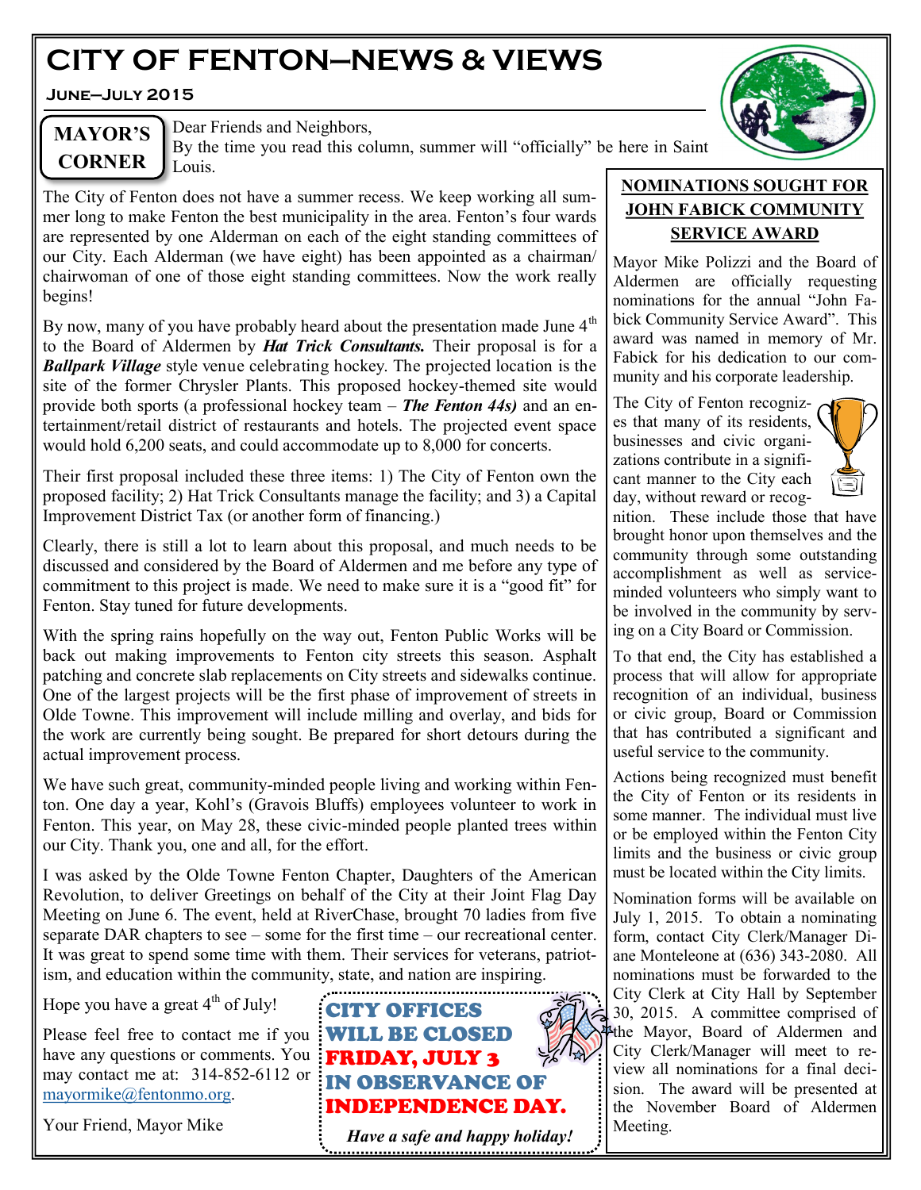# CITY OF FENTON—NEWS & VIEWS

**June—July 2015**

## MAYOR'S CORNER

Dear Friends and Neighbors,

By the time you read this column, summer will "officially" be here in Saint Louis.

The City of Fenton does not have a summer recess. We keep working all summer long to make Fenton the best municipality in the area. Fenton's four wards are represented by one Alderman on each of the eight standing committees of our City. Each Alderman (we have eight) has been appointed as a chairman/ chairwoman of one of those eight standing committees. Now the work really begins!

By now, many of you have probably heard about the presentation made June 4th to the Board of Aldermen by ***Hat Trick Consultants.*** Their proposal is for a ***Ballpark Village*** style venue celebrating hockey. The projected location is the site of the former Chrysler Plants. This proposed hockey-themed site would provide both sports (a professional hockey team – ***The Fenton 44s)*** and an entertainment/retail district of restaurants and hotels. The projected event space would hold 6,200 seats, and could accommodate up to 8,000 for concerts.

Their first proposal included these three items: 1) The City of Fenton own the proposed facility; 2) Hat Trick Consultants manage the facility; and 3) a Capital Improvement District Tax (or another form of financing.)

Clearly, there is still a lot to learn about this proposal, and much needs to be discussed and considered by the Board of Aldermen and me before any type of commitment to this project is made. We need to make sure it is a "good fit" for Fenton. Stay tuned for future developments.

With the spring rains hopefully on the way out, Fenton Public Works will be back out making improvements to Fenton city streets this season. Asphalt patching and concrete slab replacements on City streets and sidewalks continue. One of the largest projects will be the first phase of improvement of streets in Olde Towne. This improvement will include milling and overlay, and bids for the work are currently being sought. Be prepared for short detours during the actual improvement process.

We have such great, community-minded people living and working within Fenton. One day a year, Kohl's (Gravois Bluffs) employees volunteer to work in Fenton. This year, on May 28, these civic-minded people planted trees within our City. Thank you, one and all, for the effort.

I was asked by the Olde Towne Fenton Chapter, Daughters of the American Revolution, to deliver Greetings on behalf of the City at their Joint Flag Day Meeting on June 6. The event, held at RiverChase, brought 70 ladies from five separate DAR chapters to see – some for the first time – our recreational center. It was great to spend some time with them. Their services for veterans, patriotism, and education within the community, state, and nation are inspiring.

Hope you have a great 4th of July!

Please feel free to contact me if you have any questions or comments. You may contact me at: 314-852-6112 or mayormike@fentonmo.org.

Your Friend, Mayor Mike

**CITY OFFICES WILL BE CLOSED FRIDAY, JULY 3 IN OBSERVANCE OF INDEPENDENCE DAY.**

***Have a safe and happy holiday!***

## NOMINATIONS SOUGHT FOR JOHN FABICK COMMUNITY SERVICE AWARD

Mayor Mike Polizzi and the Board of Aldermen are officially requesting nominations for the annual "John Fabick Community Service Award". This award was named in memory of Mr. Fabick for his dedication to our community and his corporate leadership.

The City of Fenton recognizes that many of its residents, businesses and civic organizations contribute in a significant manner to the City each day, without reward or recognition. These include those that have brought honor upon themselves and the community through some outstanding accomplishment as well as service-minded volunteers who simply want to be involved in the community by serving on a City Board or Commission.

To that end, the City has established a process that will allow for appropriate recognition of an individual, business or civic group, Board or Commission that has contributed a significant and useful service to the community.

Actions being recognized must benefit the City of Fenton or its residents in some manner. The individual must live or be employed within the Fenton City limits and the business or civic group must be located within the City limits.

Nomination forms will be available on July 1, 2015. To obtain a nominating form, contact City Clerk/Manager Diane Monteleone at (636) 343-2080. All nominations must be forwarded to the City Clerk at City Hall by September 30, 2015. A committee comprised of the Mayor, Board of Aldermen and City Clerk/Manager will meet to review all nominations for a final decision. The award will be presented at the November Board of Aldermen Meeting.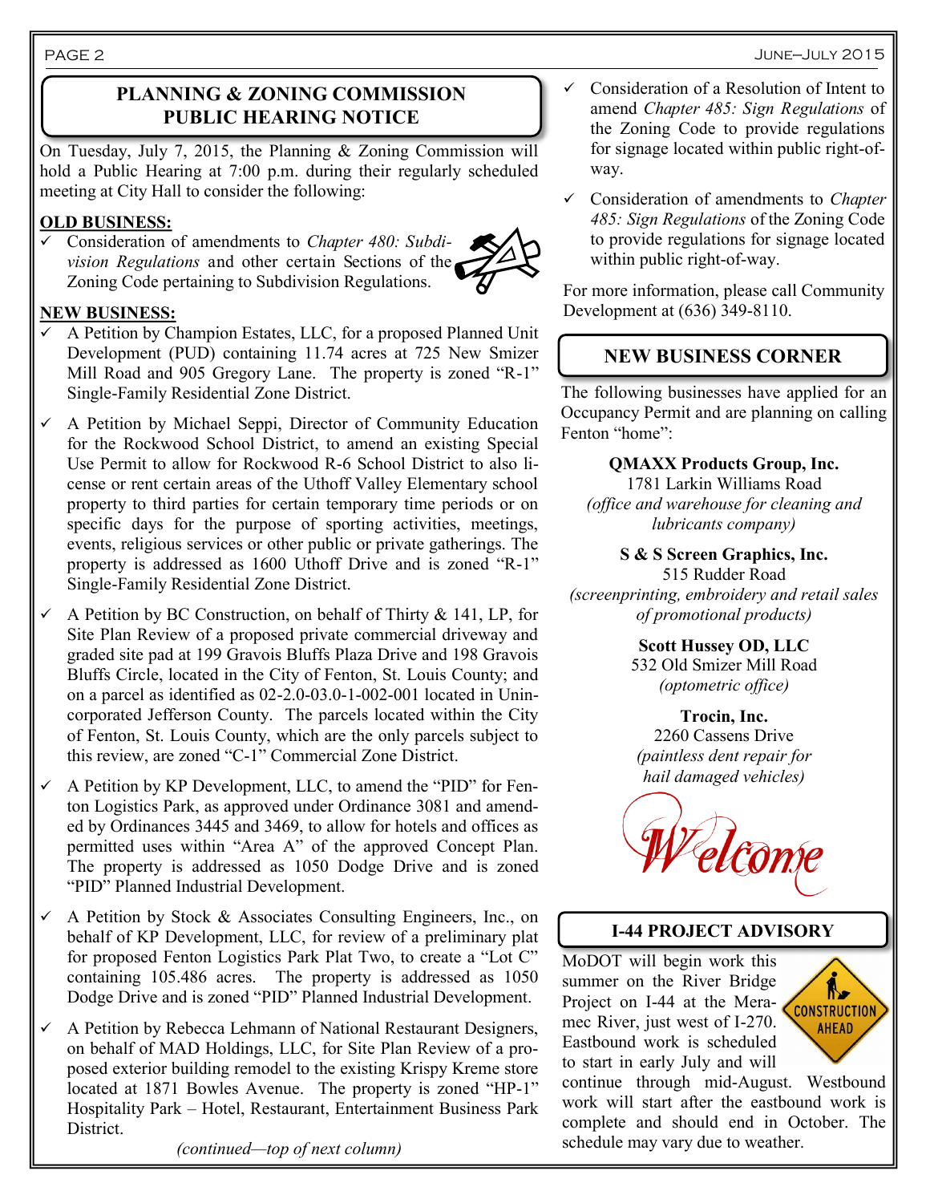## PLANNING & ZONING COMMISSION PUBLIC HEARING NOTICE

On Tuesday, July 7, 2015, the Planning & Zoning Commission will hold a Public Hearing at 7:00 p.m. during their regularly scheduled meeting at City Hall to consider the following:

**OLD BUSINESS:**

- ✓ Consideration of amendments to *Chapter 480: Subdivision Regulations* and other certain Sections of the Zoning Code pertaining to Subdivision Regulations.

**NEW BUSINESS:**

- ✓ A Petition by Champion Estates, LLC, for a proposed Planned Unit Development (PUD) containing 11.74 acres at 725 New Smizer Mill Road and 905 Gregory Lane. The property is zoned "R-1" Single-Family Residential Zone District.
- ✓ A Petition by Michael Seppi, Director of Community Education for the Rockwood School District, to amend an existing Special Use Permit to allow for Rockwood R-6 School District to also license or rent certain areas of the Uthoff Valley Elementary school property to third parties for certain temporary time periods or on specific days for the purpose of sporting activities, meetings, events, religious services or other public or private gatherings. The property is addressed as 1600 Uthoff Drive and is zoned "R-1" Single-Family Residential Zone District.
- ✓ A Petition by BC Construction, on behalf of Thirty & 141, LP, for Site Plan Review of a proposed private commercial driveway and graded site pad at 199 Gravois Bluffs Plaza Drive and 198 Gravois Bluffs Circle, located in the City of Fenton, St. Louis County; and on a parcel as identified as 02-2.0-03.0-1-002-001 located in Unincorporated Jefferson County. The parcels located within the City of Fenton, St. Louis County, which are the only parcels subject to this review, are zoned "C-1" Commercial Zone District.
- ✓ A Petition by KP Development, LLC, to amend the "PID" for Fenton Logistics Park, as approved under Ordinance 3081 and amended by Ordinances 3445 and 3469, to allow for hotels and offices as permitted uses within "Area A" of the approved Concept Plan. The property is addressed as 1050 Dodge Drive and is zoned "PID" Planned Industrial Development.
- ✓ A Petition by Stock & Associates Consulting Engineers, Inc., on behalf of KP Development, LLC, for review of a preliminary plat for proposed Fenton Logistics Park Plat Two, to create a "Lot C" containing 105.486 acres. The property is addressed as 1050 Dodge Drive and is zoned "PID" Planned Industrial Development.
- ✓ A Petition by Rebecca Lehmann of National Restaurant Designers, on behalf of MAD Holdings, LLC, for Site Plan Review of a proposed exterior building remodel to the existing Krispy Kreme store located at 1871 Bowles Avenue. The property is zoned "HP-1" Hospitality Park – Hotel, Restaurant, Entertainment Business Park District.
- ✓ Consideration of a Resolution of Intent to amend *Chapter 485: Sign Regulations* of the Zoning Code to provide regulations for signage located within public right-of-way.
- ✓ Consideration of amendments to *Chapter 485: Sign Regulations* of the Zoning Code to provide regulations for signage located within public right-of-way.

For more information, please call Community Development at (636) 349-8110.

## NEW BUSINESS CORNER

The following businesses have applied for an Occupancy Permit and are planning on calling Fenton "home":

**QMAXX Products Group, Inc.**
1781 Larkin Williams Road
*(office and warehouse for cleaning and lubricants company)*

**S & S Screen Graphics, Inc.**
515 Rudder Road
*(screenprinting, embroidery and retail sales of promotional products)*

**Scott Hussey OD, LLC**
532 Old Smizer Mill Road
*(optometric office)*

**Trocin, Inc.**
2260 Cassens Drive
*(paintless dent repair for hail damaged vehicles)*

Welcome

## I-44 PROJECT ADVISORY

MoDOT will begin work this summer on the River Bridge Project on I-44 at the Meramec River, just west of I-270. Eastbound work is scheduled to start in early July and will continue through mid-August. Westbound work will start after the eastbound work is complete and should end in October. The schedule may vary due to weather.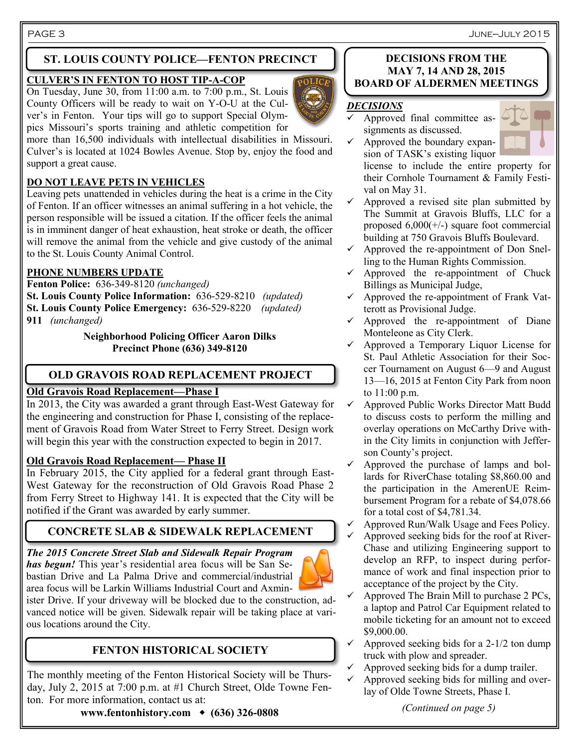## ST. LOUIS COUNTY POLICE—FENTON PRECINCT

**CULVER'S IN FENTON TO HOST TIP-A-COP**

On Tuesday, June 30, from 11:00 a.m. to 7:00 p.m., St. Louis County Officers will be ready to wait on Y-O-U at the Culver's in Fenton. Your tips will go to support Special Olympics Missouri's sports training and athletic competition for more than 16,500 individuals with intellectual disabilities in Missouri. Culver's is located at 1024 Bowles Avenue. Stop by, enjoy the food and support a great cause.

**DO NOT LEAVE PETS IN VEHICLES**

Leaving pets unattended in vehicles during the heat is a crime in the City of Fenton. If an officer witnesses an animal suffering in a hot vehicle, the person responsible will be issued a citation. If the officer feels the animal is in imminent danger of heat exhaustion, heat stroke or death, the officer will remove the animal from the vehicle and give custody of the animal to the St. Louis County Animal Control.

**PHONE NUMBERS UPDATE**

**Fenton Police:** 636-349-8120 *(unchanged)*
**St. Louis County Police Information:** 636-529-8210 *(updated)*
**St. Louis County Police Emergency:** 636-529-8220 *(updated)*
**911** *(unchanged)*

**Neighborhood Policing Officer Aaron Dilks**
**Precinct Phone (636) 349-8120**

## OLD GRAVOIS ROAD REPLACEMENT PROJECT

**Old Gravois Road Replacement—Phase I**

In 2013, the City was awarded a grant through East-West Gateway for the engineering and construction for Phase I, consisting of the replacement of Gravois Road from Water Street to Ferry Street. Design work will begin this year with the construction expected to begin in 2017.

**Old Gravois Road Replacement— Phase II**

In February 2015, the City applied for a federal grant through East-West Gateway for the reconstruction of Old Gravois Road Phase 2 from Ferry Street to Highway 141. It is expected that the City will be notified if the Grant was awarded by early summer.

## CONCRETE SLAB & SIDEWALK REPLACEMENT

***The 2015 Concrete Street Slab and Sidewalk Repair Program has begun!*** This year's residential area focus will be San Sebastian Drive and La Palma Drive and commercial/industrial area focus will be Larkin Williams Industrial Court and Axminister Drive. If your driveway will be blocked due to the construction, advanced notice will be given. Sidewalk repair will be taking place at various locations around the City.

## FENTON HISTORICAL SOCIETY

The monthly meeting of the Fenton Historical Society will be Thursday, July 2, 2015 at 7:00 p.m. at #1 Church Street, Olde Towne Fenton. For more information, contact us at:

**www.fentonhistory.com ◆ (636) 326-0808**

## DECISIONS FROM THE MAY 7, 14 AND 28, 2015 BOARD OF ALDERMEN MEETINGS

***DECISIONS***

- ✓ Approved final committee assignments as discussed.
- ✓ Approved the boundary expansion of TASK's existing liquor license to include the entire property for their Cornhole Tournament & Family Festival on May 31.
- ✓ Approved a revised site plan submitted by The Summit at Gravois Bluffs, LLC for a proposed 6,000(+/-) square foot commercial building at 750 Gravois Bluffs Boulevard.
- ✓ Approved the re-appointment of Don Snelling to the Human Rights Commission.
- ✓ Approved the re-appointment of Chuck Billings as Municipal Judge,
- ✓ Approved the re-appointment of Frank Vatterott as Provisional Judge.
- ✓ Approved the re-appointment of Diane Monteleone as City Clerk.
- ✓ Approved a Temporary Liquor License for St. Paul Athletic Association for their Soccer Tournament on August 6—9 and August 13—16, 2015 at Fenton City Park from noon to 11:00 p.m.
- ✓ Approved Public Works Director Matt Budd to discuss costs to perform the milling and overlay operations on McCarthy Drive within the City limits in conjunction with Jefferson County's project.
- ✓ Approved the purchase of lamps and bollards for RiverChase totaling $8,860.00 and the participation in the AmerenUE Reimbursement Program for a rebate of $4,078.66 for a total cost of $4,781.34.
- ✓ Approved Run/Walk Usage and Fees Policy.
- ✓ Approved seeking bids for the roof at RiverChase and utilizing Engineering support to develop an RFP, to inspect during performance of work and final inspection prior to acceptance of the project by the City.
- ✓ Approved The Brain Mill to purchase 2 PCs, a laptop and Patrol Car Equipment related to mobile ticketing for an amount not to exceed $9,000.00.
- ✓ Approved seeking bids for a 2-1/2 ton dump truck with plow and spreader.
- ✓ Approved seeking bids for a dump trailer.
- ✓ Approved seeking bids for milling and overlay of Olde Towne Streets, Phase I.

*(Continued on page 5)*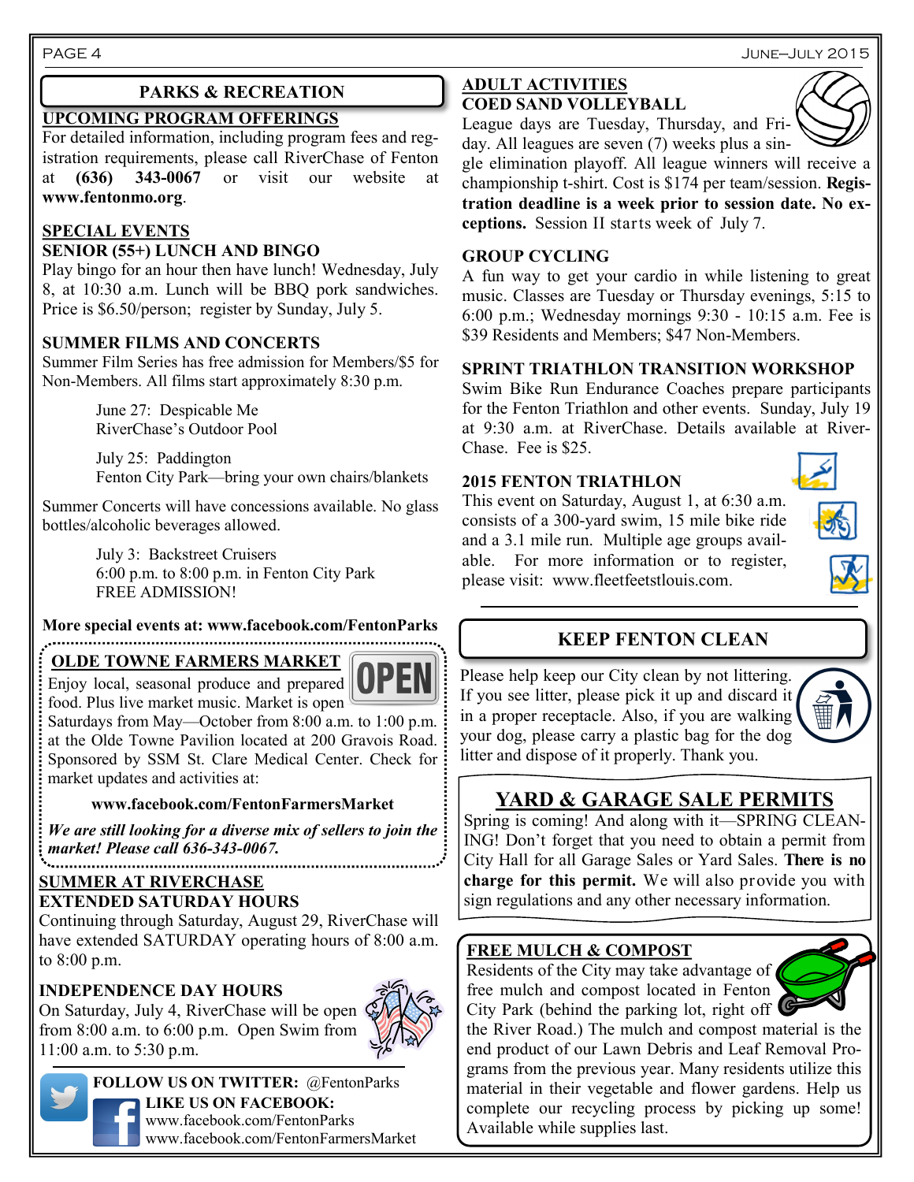## PARKS & RECREATION

### UPCOMING PROGRAM OFFERINGS

For detailed information, including program fees and registration requirements, please call RiverChase of Fenton at **(636) 343-0067** or visit our website at **www.fentonmo.org**.

### SPECIAL EVENTS

**SENIOR (55+) LUNCH AND BINGO**

Play bingo for an hour then have lunch! Wednesday, July 8, at 10:30 a.m. Lunch will be BBQ pork sandwiches. Price is $6.50/person; register by Sunday, July 5.

**SUMMER FILMS AND CONCERTS**

Summer Film Series has free admission for Members/$5 for Non-Members. All films start approximately 8:30 p.m.

June 27: Despicable Me
RiverChase's Outdoor Pool

July 25: Paddington
Fenton City Park—bring your own chairs/blankets

Summer Concerts will have concessions available. No glass bottles/alcoholic beverages allowed.

July 3: Backstreet Cruisers
6:00 p.m. to 8:00 p.m. in Fenton City Park
FREE ADMISSION!

**More special events at: www.facebook.com/FentonParks**

### OLDE TOWNE FARMERS MARKET

OPEN

Enjoy local, seasonal produce and prepared food. Plus live market music. Market is open Saturdays from May—October from 8:00 a.m. to 1:00 p.m. at the Olde Towne Pavilion located at 200 Gravois Road. Sponsored by SSM St. Clare Medical Center. Check for market updates and activities at:

**www.facebook.com/FentonFarmersMarket**

***We are still looking for a diverse mix of sellers to join the market! Please call 636-343-0067.***

### SUMMER AT RIVERCHASE

**EXTENDED SATURDAY HOURS**

Continuing through Saturday, August 29, RiverChase will have extended SATURDAY operating hours of 8:00 a.m. to 8:00 p.m.

**INDEPENDENCE DAY HOURS**

On Saturday, July 4, RiverChase will be open from 8:00 a.m. to 6:00 p.m. Open Swim from 11:00 a.m. to 5:30 p.m.

**FOLLOW US ON TWITTER:** @FentonParks

**LIKE US ON FACEBOOK:**
www.facebook.com/FentonParks
www.facebook.com/FentonFarmersMarket

### ADULT ACTIVITIES

**COED SAND VOLLEYBALL**

League days are Tuesday, Thursday, and Friday. All leagues are seven (7) weeks plus a single elimination playoff. All league winners will receive a championship t-shirt. Cost is $174 per team/session. **Registration deadline is a week prior to session date. No exceptions.** Session II starts week of July 7.

**GROUP CYCLING**

A fun way to get your cardio in while listening to great music. Classes are Tuesday or Thursday evenings, 5:15 to 6:00 p.m.; Wednesday mornings 9:30 - 10:15 a.m. Fee is $39 Residents and Members; $47 Non-Members.

**SPRINT TRIATHLON TRANSITION WORKSHOP**

Swim Bike Run Endurance Coaches prepare participants for the Fenton Triathlon and other events. Sunday, July 19 at 9:30 a.m. at RiverChase. Details available at RiverChase. Fee is $25.

**2015 FENTON TRIATHLON**

This event on Saturday, August 1, at 6:30 a.m. consists of a 300-yard swim, 15 mile bike ride and a 3.1 mile run. Multiple age groups available. For more information or to register, please visit: www.fleetfeetstlouis.com.

## KEEP FENTON CLEAN

Please help keep our City clean by not littering. If you see litter, please pick it up and discard it in a proper receptacle. Also, if you are walking your dog, please carry a plastic bag for the dog litter and dispose of it properly. Thank you.

## YARD & GARAGE SALE PERMITS

Spring is coming! And along with it—SPRING CLEANING! Don't forget that you need to obtain a permit from City Hall for all Garage Sales or Yard Sales. **There is no charge for this permit.** We will also provide you with sign regulations and any other necessary information.

### FREE MULCH & COMPOST

Residents of the City may take advantage of free mulch and compost located in Fenton City Park (behind the parking lot, right off the River Road.) The mulch and compost material is the end product of our Lawn Debris and Leaf Removal Programs from the previous year. Many residents utilize this material in their vegetable and flower gardens. Help us complete our recycling process by picking up some! Available while supplies last.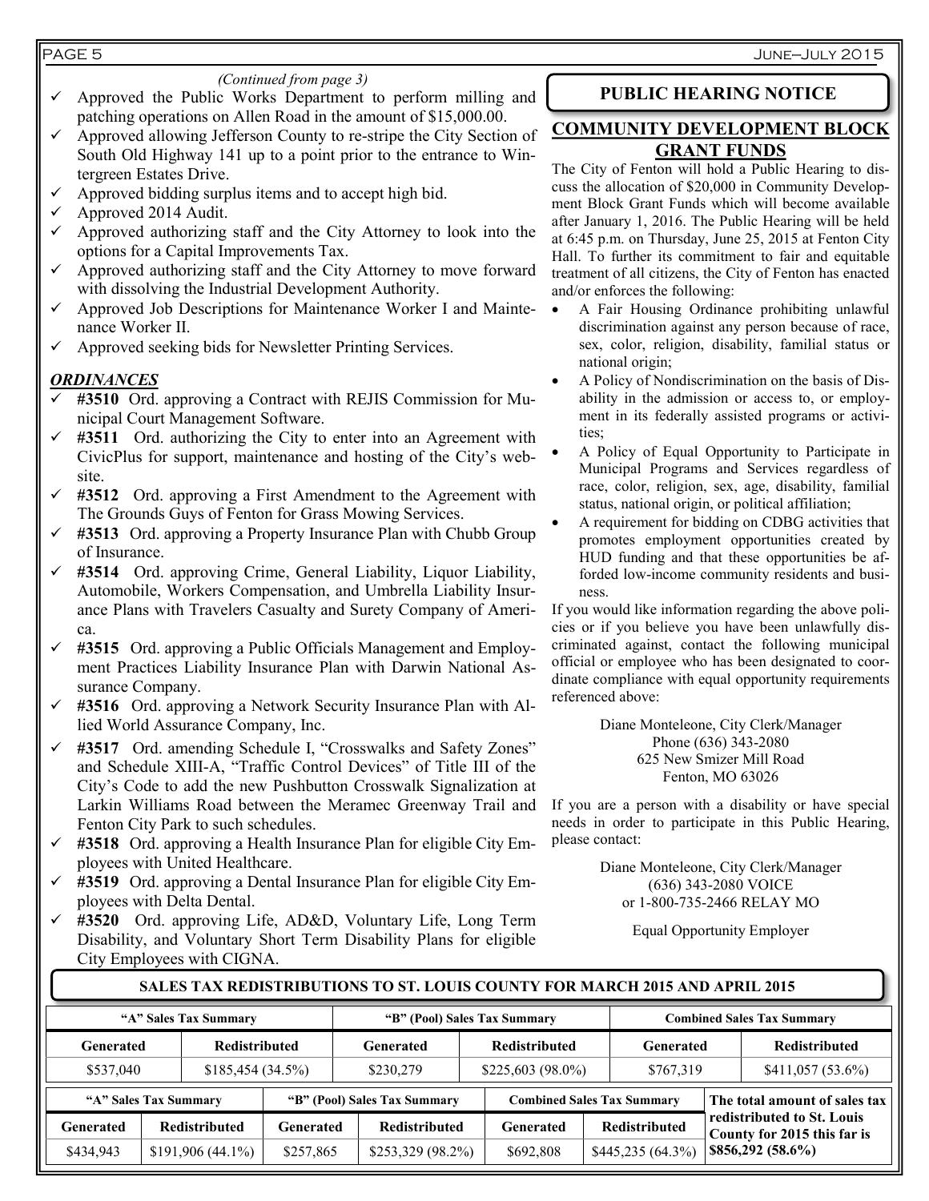*(Continued from page 3)*

- ✓ Approved the Public Works Department to perform milling and patching operations on Allen Road in the amount of $15,000.00.
- ✓ Approved allowing Jefferson County to re-stripe the City Section of South Old Highway 141 up to a point prior to the entrance to Wintergreen Estates Drive.
- ✓ Approved bidding surplus items and to accept high bid.
- ✓ Approved 2014 Audit.
- ✓ Approved authorizing staff and the City Attorney to look into the options for a Capital Improvements Tax.
- ✓ Approved authorizing staff and the City Attorney to move forward with dissolving the Industrial Development Authority.
- ✓ Approved Job Descriptions for Maintenance Worker I and Maintenance Worker II.
- ✓ Approved seeking bids for Newsletter Printing Services.

### *ORDINANCES*

- ✓ **#3510** Ord. approving a Contract with REJIS Commission for Municipal Court Management Software.
- ✓ **#3511** Ord. authorizing the City to enter into an Agreement with CivicPlus for support, maintenance and hosting of the City's website.
- ✓ **#3512** Ord. approving a First Amendment to the Agreement with The Grounds Guys of Fenton for Grass Mowing Services.
- ✓ **#3513** Ord. approving a Property Insurance Plan with Chubb Group of Insurance.
- ✓ **#3514** Ord. approving Crime, General Liability, Liquor Liability, Automobile, Workers Compensation, and Umbrella Liability Insurance Plans with Travelers Casualty and Surety Company of America.
- ✓ **#3515** Ord. approving a Public Officials Management and Employment Practices Liability Insurance Plan with Darwin National Assurance Company.
- ✓ **#3516** Ord. approving a Network Security Insurance Plan with Allied World Assurance Company, Inc.
- ✓ **#3517** Ord. amending Schedule I, "Crosswalks and Safety Zones" and Schedule XIII-A, "Traffic Control Devices" of Title III of the City's Code to add the new Pushbutton Crosswalk Signalization at Larkin Williams Road between the Meramec Greenway Trail and Fenton City Park to such schedules.
- ✓ **#3518** Ord. approving a Health Insurance Plan for eligible City Employees with United Healthcare.
- ✓ **#3519** Ord. approving a Dental Insurance Plan for eligible City Employees with Delta Dental.
- ✓ **#3520** Ord. approving Life, AD&D, Voluntary Life, Long Term Disability, and Voluntary Short Term Disability Plans for eligible City Employees with CIGNA.

## PUBLIC HEARING NOTICE

## COMMUNITY DEVELOPMENT BLOCK GRANT FUNDS

The City of Fenton will hold a Public Hearing to discuss the allocation of $20,000 in Community Development Block Grant Funds which will become available after January 1, 2016. The Public Hearing will be held at 6:45 p.m. on Thursday, June 25, 2015 at Fenton City Hall. To further its commitment to fair and equitable treatment of all citizens, the City of Fenton has enacted and/or enforces the following:

- A Fair Housing Ordinance prohibiting unlawful discrimination against any person because of race, sex, color, religion, disability, familial status or national origin;
- A Policy of Nondiscrimination on the basis of Disability in the admission or access to, or employment in its federally assisted programs or activities;
- A Policy of Equal Opportunity to Participate in Municipal Programs and Services regardless of race, color, religion, sex, age, disability, familial status, national origin, or political affiliation;
- A requirement for bidding on CDBG activities that promotes employment opportunities created by HUD funding and that these opportunities be afforded low-income community residents and business.

If you would like information regarding the above policies or if you believe you have been unlawfully discriminated against, contact the following municipal official or employee who has been designated to coordinate compliance with equal opportunity requirements referenced above:

Diane Monteleone, City Clerk/Manager
Phone (636) 343-2080
625 New Smizer Mill Road
Fenton, MO 63026

If you are a person with a disability or have special needs in order to participate in this Public Hearing, please contact:

Diane Monteleone, City Clerk/Manager
(636) 343-2080 VOICE
or 1-800-735-2466 RELAY MO

Equal Opportunity Employer

## SALES TAX REDISTRIBUTIONS TO ST. LOUIS COUNTY FOR MARCH 2015 AND APRIL 2015

| "A" Sales Tax Summary | | "B" (Pool) Sales Tax Summary | | Combined Sales Tax Summary | |
|---|---|---|---|---|---|
| **Generated** | **Redistributed** | **Generated** | **Redistributed** | **Generated** | **Redistributed** |
| $537,040 | $185,454 (34.5%) | $230,279 | $225,603 (98.0%) | $767,319 | $411,057 (53.6%) |

| "A" Sales Tax Summary | | "B" (Pool) Sales Tax Summary | | Combined Sales Tax Summary | |
|---|---|---|---|---|---|
| **Generated** | **Redistributed** | **Generated** | **Redistributed** | **Generated** | **Redistributed** |
| $434,943 | $191,906 (44.1%) | $257,865 | $253,329 (98.2%) | $692,808 | $445,235 (64.3%) |

**The total amount of sales tax redistributed to St. Louis County for 2015 this far is $856,292 (58.6%)**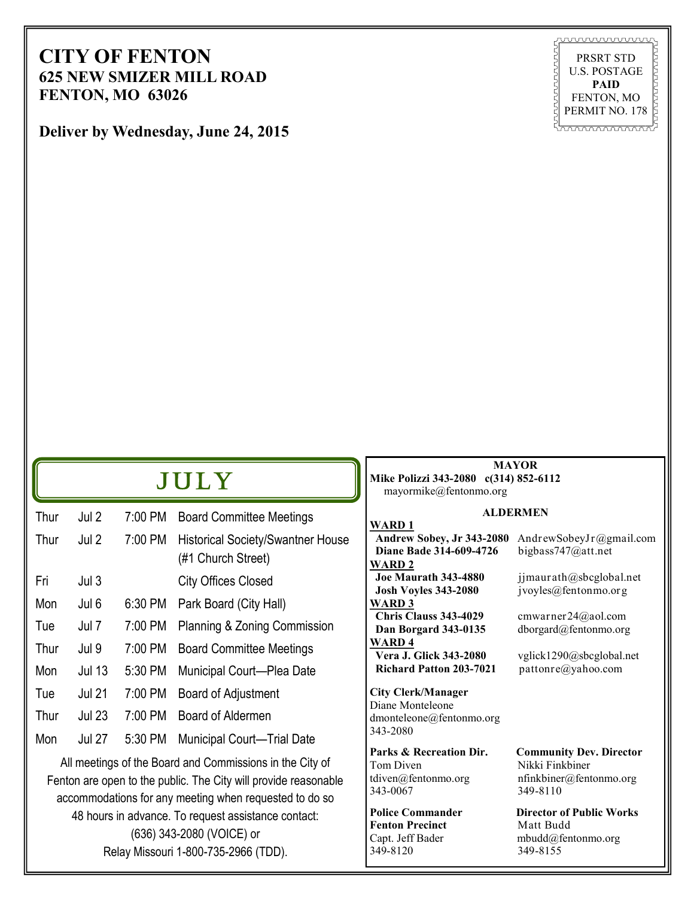# CITY OF FENTON

**625 NEW SMIZER MILL ROAD**
**FENTON, MO 63026**

**Deliver by Wednesday, June 24, 2015**

PRSRT STD
U.S. POSTAGE
**PAID**
FENTON, MO
PERMIT NO. 178

## JULY

| | | | |
|---|---|---|---|
| Thur | Jul 2 | 7:00 PM | Board Committee Meetings |
| Thur | Jul 2 | 7:00 PM | Historical Society/Swantner House (#1 Church Street) |
| Fri | Jul 3 | | City Offices Closed |
| Mon | Jul 6 | 6:30 PM | Park Board (City Hall) |
| Tue | Jul 7 | 7:00 PM | Planning & Zoning Commission |
| Thur | Jul 9 | 7:00 PM | Board Committee Meetings |
| Mon | Jul 13 | 5:30 PM | Municipal Court—Plea Date |
| Tue | Jul 21 | 7:00 PM | Board of Adjustment |
| Thur | Jul 23 | 7:00 PM | Board of Aldermen |
| Mon | Jul 27 | 5:30 PM | Municipal Court—Trial Date |

All meetings of the Board and Commissions in the City of Fenton are open to the public. The City will provide reasonable accommodations for any meeting when requested to do so 48 hours in advance. To request assistance contact: (636) 343-2080 (VOICE) or Relay Missouri 1-800-735-2966 (TDD).

**MAYOR**

**Mike Polizzi 343-2080 c(314) 852-6112**
mayormike@fentonmo.org

**ALDERMEN**

**WARD 1**
**Andrew Sobey, Jr 343-2080** AndrewSobeyJr@gmail.com
**Diane Bade 314-609-4726** bigbass747@att.net

**WARD 2**
**Joe Maurath 343-4880** jjmaurath@sbcglobal.net
**Josh Voyles 343-2080** jvoyles@fentonmo.org

**WARD 3**
**Chris Clauss 343-4029** cmwarner24@aol.com
**Dan Borgard 343-0135** dborgard@fentonmo.org

**WARD 4**
**Vera J. Glick 343-2080** vglick1290@sbcglobal.net
**Richard Patton 203-7021** pattonre@yahoo.com

**City Clerk/Manager**
Diane Monteleone
dmonteleone@fentonmo.org
343-2080

**Parks & Recreation Dir.**
Tom Diven
tdiven@fentonmo.org
343-0067

**Community Dev. Director**
Nikki Finkbiner
nfinkbiner@fentonmo.org
349-8110

**Police Commander**
**Fenton Precinct**
Capt. Jeff Bader
349-8120

**Director of Public Works**
Matt Budd
mbudd@fentonmo.org
349-8155